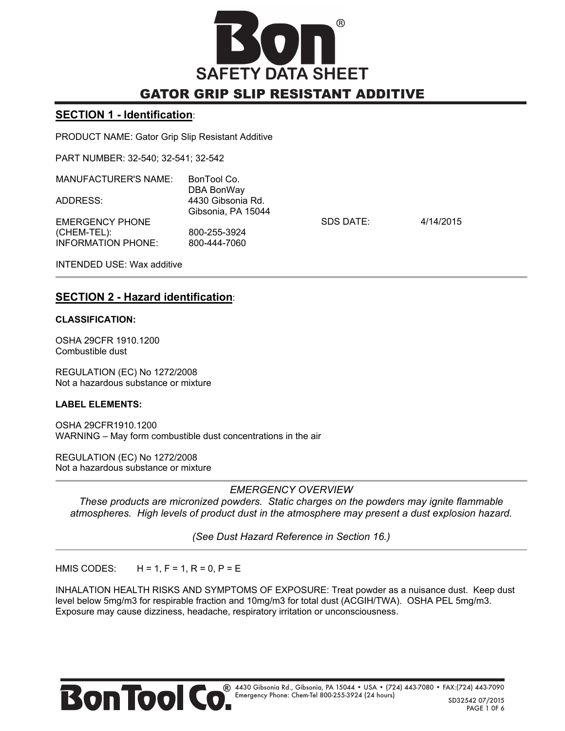# SAFETY DATA SHEET

## GATOR GRIP SLIP RESISTANT ADDITIVE

## SECTION 1 - Identification:

PRODUCT NAME: Gator Grip Slip Resistant Additive

PART NUMBER: 32-540; 32-541; 32-542

| | | | |
|---|---|---|---|
| MANUFACTURER'S NAME: | BonTool Co.<br>DBA BonWay | | |
| ADDRESS: | 4430 Gibsonia Rd.<br>Gibsonia, PA 15044 | | |
| EMERGENCY PHONE<br>(CHEM-TEL): | 800-255-3924 | SDS DATE: | 4/14/2015 |
| INFORMATION PHONE: | 800-444-7060 | | |

INTENDED USE: Wax additive

## SECTION 2 - Hazard identification:

**CLASSIFICATION:**

OSHA 29CFR 1910.1200
Combustible dust

REGULATION (EC) No 1272/2008
Not a hazardous substance or mixture

**LABEL ELEMENTS:**

OSHA 29CFR1910.1200
WARNING – May form combustible dust concentrations in the air

REGULATION (EC) No 1272/2008
Not a hazardous substance or mixture

*EMERGENCY OVERVIEW*

*These products are micronized powders. Static charges on the powders may ignite flammable atmospheres. High levels of product dust in the atmosphere may present a dust explosion hazard.*

*(See Dust Hazard Reference in Section 16.)*

HMIS CODES: H = 1, F = 1, R = 0, P = E

INHALATION HEALTH RISKS AND SYMPTOMS OF EXPOSURE: Treat powder as a nuisance dust. Keep dust level below 5mg/m3 for respirable fraction and 10mg/m3 for total dust (ACGIH/TWA). OSHA PEL 5mg/m3. Exposure may cause dizziness, headache, respiratory irritation or unconsciousness.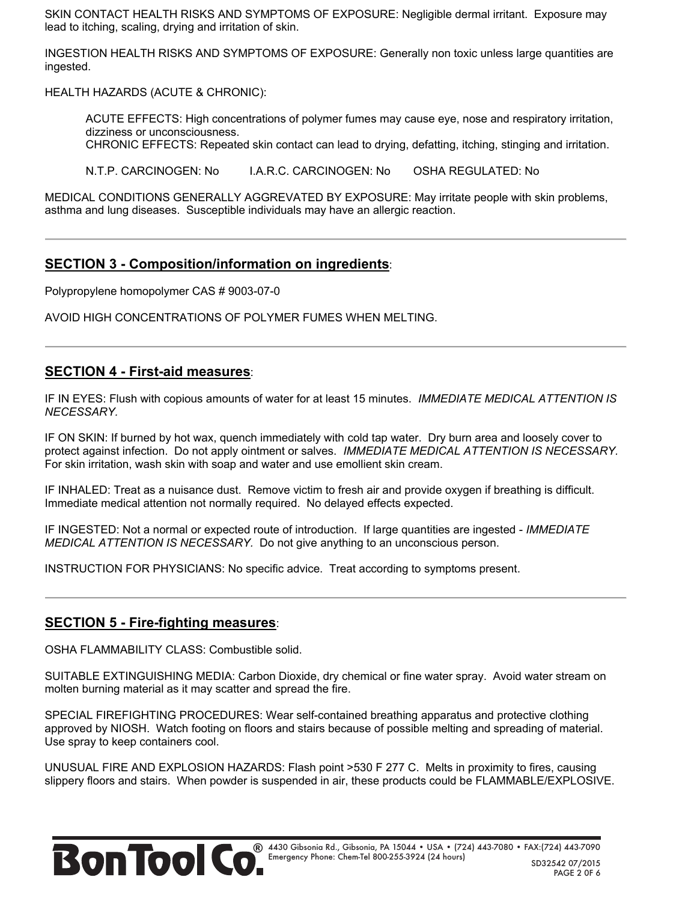SKIN CONTACT HEALTH RISKS AND SYMPTOMS OF EXPOSURE: Negligible dermal irritant. Exposure may lead to itching, scaling, drying and irritation of skin.

INGESTION HEALTH RISKS AND SYMPTOMS OF EXPOSURE: Generally non toxic unless large quantities are ingested.

HEALTH HAZARDS (ACUTE & CHRONIC):

> ACUTE EFFECTS: High concentrations of polymer fumes may cause eye, nose and respiratory irritation, dizziness or unconsciousness.
> CHRONIC EFFECTS: Repeated skin contact can lead to drying, defatting, itching, stinging and irritation.
>
> N.T.P. CARCINOGEN: No I.A.R.C. CARCINOGEN: No OSHA REGULATED: No

MEDICAL CONDITIONS GENERALLY AGGREVATED BY EXPOSURE: May irritate people with skin problems, asthma and lung diseases. Susceptible individuals may have an allergic reaction.

---

## **SECTION 3 - Composition/information on ingredients**:

Polypropylene homopolymer CAS # 9003-07-0

AVOID HIGH CONCENTRATIONS OF POLYMER FUMES WHEN MELTING.

---

## **SECTION 4 - First-aid measures**:

IF IN EYES: Flush with copious amounts of water for at least 15 minutes. *IMMEDIATE MEDICAL ATTENTION IS NECESSARY.*

IF ON SKIN: If burned by hot wax, quench immediately with cold tap water. Dry burn area and loosely cover to protect against infection. Do not apply ointment or salves. *IMMEDIATE MEDICAL ATTENTION IS NECESSARY.* For skin irritation, wash skin with soap and water and use emollient skin cream.

IF INHALED: Treat as a nuisance dust. Remove victim to fresh air and provide oxygen if breathing is difficult. Immediate medical attention not normally required. No delayed effects expected.

IF INGESTED: Not a normal or expected route of introduction. If large quantities are ingested - *IMMEDIATE MEDICAL ATTENTION IS NECESSARY.* Do not give anything to an unconscious person.

INSTRUCTION FOR PHYSICIANS: No specific advice. Treat according to symptoms present.

---

## **SECTION 5 - Fire-fighting measures**:

OSHA FLAMMABILITY CLASS: Combustible solid.

SUITABLE EXTINGUISHING MEDIA: Carbon Dioxide, dry chemical or fine water spray. Avoid water stream on molten burning material as it may scatter and spread the fire.

SPECIAL FIREFIGHTING PROCEDURES: Wear self-contained breathing apparatus and protective clothing approved by NIOSH. Watch footing on floors and stairs because of possible melting and spreading of material. Use spray to keep containers cool.

UNUSUAL FIRE AND EXPLOSION HAZARDS: Flash point >530 F 277 C. Melts in proximity to fires, causing slippery floors and stairs. When powder is suspended in air, these products could be FLAMMABLE/EXPLOSIVE.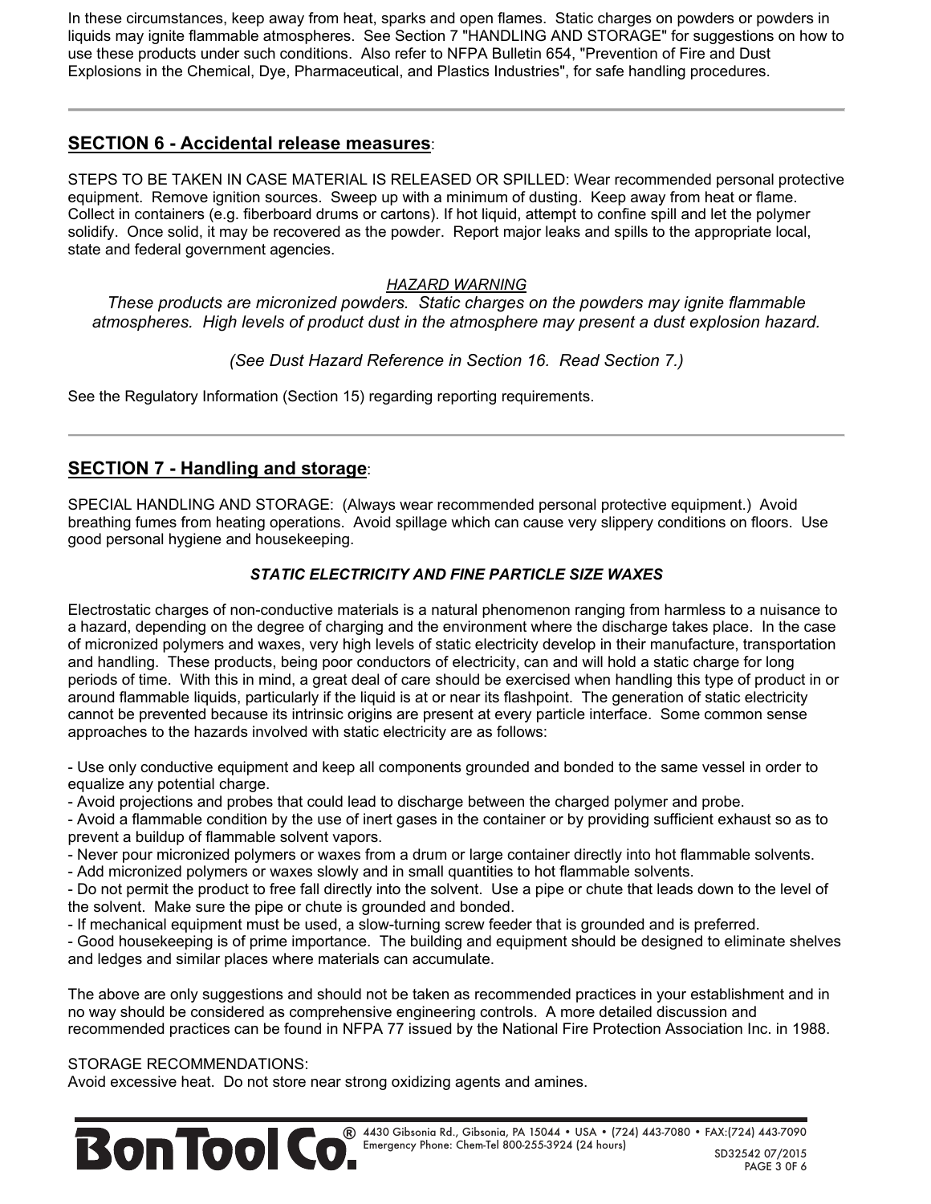In these circumstances, keep away from heat, sparks and open flames. Static charges on powders or powders in liquids may ignite flammable atmospheres. See Section 7 "HANDLING AND STORAGE" for suggestions on how to use these products under such conditions. Also refer to NFPA Bulletin 654, "Prevention of Fire and Dust Explosions in the Chemical, Dye, Pharmaceutical, and Plastics Industries", for safe handling procedures.

---

## SECTION 6 - Accidental release measures:

STEPS TO BE TAKEN IN CASE MATERIAL IS RELEASED OR SPILLED: Wear recommended personal protective equipment. Remove ignition sources. Sweep up with a minimum of dusting. Keep away from heat or flame. Collect in containers (e.g. fiberboard drums or cartons). If hot liquid, attempt to confine spill and let the polymer solidify. Once solid, it may be recovered as the powder. Report major leaks and spills to the appropriate local, state and federal government agencies.

*HAZARD WARNING*

*These products are micronized powders. Static charges on the powders may ignite flammable atmospheres. High levels of product dust in the atmosphere may present a dust explosion hazard.*

*(See Dust Hazard Reference in Section 16. Read Section 7.)*

See the Regulatory Information (Section 15) regarding reporting requirements.

---

## SECTION 7 - Handling and storage:

SPECIAL HANDLING AND STORAGE: (Always wear recommended personal protective equipment.) Avoid breathing fumes from heating operations. Avoid spillage which can cause very slippery conditions on floors. Use good personal hygiene and housekeeping.

***STATIC ELECTRICITY AND FINE PARTICLE SIZE WAXES***

Electrostatic charges of non-conductive materials is a natural phenomenon ranging from harmless to a nuisance to a hazard, depending on the degree of charging and the environment where the discharge takes place. In the case of micronized polymers and waxes, very high levels of static electricity develop in their manufacture, transportation and handling. These products, being poor conductors of electricity, can and will hold a static charge for long periods of time. With this in mind, a great deal of care should be exercised when handling this type of product in or around flammable liquids, particularly if the liquid is at or near its flashpoint. The generation of static electricity cannot be prevented because its intrinsic origins are present at every particle interface. Some common sense approaches to the hazards involved with static electricity are as follows:

- Use only conductive equipment and keep all components grounded and bonded to the same vessel in order to equalize any potential charge.
- Avoid projections and probes that could lead to discharge between the charged polymer and probe.
- Avoid a flammable condition by the use of inert gases in the container or by providing sufficient exhaust so as to prevent a buildup of flammable solvent vapors.
- Never pour micronized polymers or waxes from a drum or large container directly into hot flammable solvents.
- Add micronized polymers or waxes slowly and in small quantities to hot flammable solvents.
- Do not permit the product to free fall directly into the solvent. Use a pipe or chute that leads down to the level of the solvent. Make sure the pipe or chute is grounded and bonded.
- If mechanical equipment must be used, a slow-turning screw feeder that is grounded and is preferred.
- Good housekeeping is of prime importance. The building and equipment should be designed to eliminate shelves and ledges and similar places where materials can accumulate.

The above are only suggestions and should not be taken as recommended practices in your establishment and in no way should be considered as comprehensive engineering controls. A more detailed discussion and recommended practices can be found in NFPA 77 issued by the National Fire Protection Association Inc. in 1988.

STORAGE RECOMMENDATIONS:
Avoid excessive heat. Do not store near strong oxidizing agents and amines.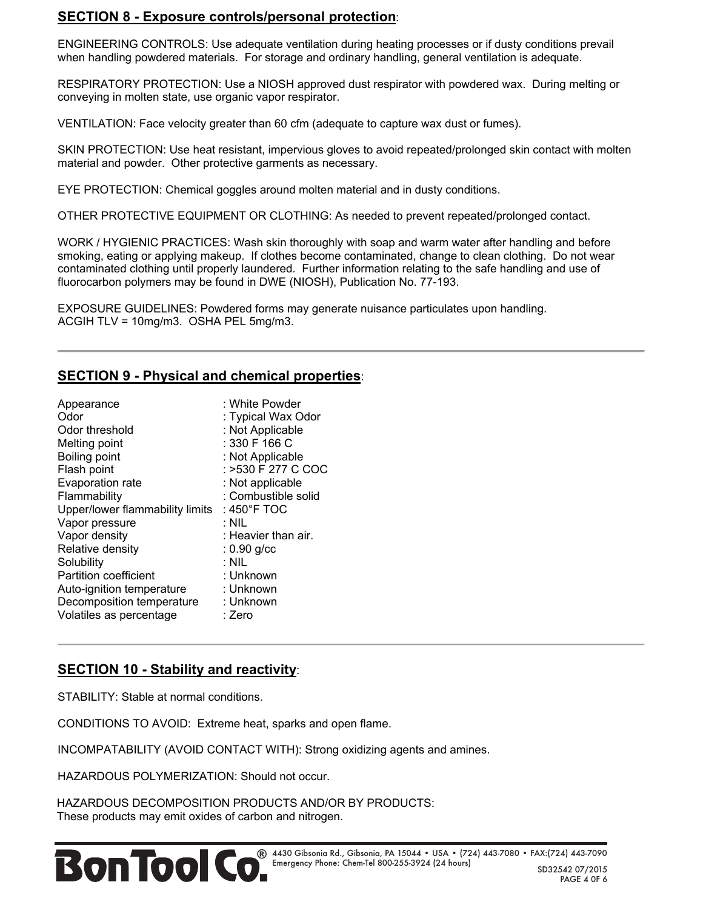## SECTION 8 - Exposure controls/personal protection:

ENGINEERING CONTROLS: Use adequate ventilation during heating processes or if dusty conditions prevail when handling powdered materials. For storage and ordinary handling, general ventilation is adequate.

RESPIRATORY PROTECTION: Use a NIOSH approved dust respirator with powdered wax. During melting or conveying in molten state, use organic vapor respirator.

VENTILATION: Face velocity greater than 60 cfm (adequate to capture wax dust or fumes).

SKIN PROTECTION: Use heat resistant, impervious gloves to avoid repeated/prolonged skin contact with molten material and powder. Other protective garments as necessary.

EYE PROTECTION: Chemical goggles around molten material and in dusty conditions.

OTHER PROTECTIVE EQUIPMENT OR CLOTHING: As needed to prevent repeated/prolonged contact.

WORK / HYGIENIC PRACTICES: Wash skin thoroughly with soap and warm water after handling and before smoking, eating or applying makeup. If clothes become contaminated, change to clean clothing. Do not wear contaminated clothing until properly laundered. Further information relating to the safe handling and use of fluorocarbon polymers may be found in DWE (NIOSH), Publication No. 77-193.

EXPOSURE GUIDELINES: Powdered forms may generate nuisance particulates upon handling.
ACGIH TLV = 10mg/m3. OSHA PEL 5mg/m3.

## SECTION 9 - Physical and chemical properties:

| Property | Value |
|---|---|
| Appearance | : White Powder |
| Odor | : Typical Wax Odor |
| Odor threshold | : Not Applicable |
| Melting point | : 330 F 166 C |
| Boiling point | : Not Applicable |
| Flash point | : >530 F 277 C COC |
| Evaporation rate | : Not applicable |
| Flammability | : Combustible solid |
| Upper/lower flammability limits | : 450°F TOC |
| Vapor pressure | : NIL |
| Vapor density | : Heavier than air. |
| Relative density | : 0.90 g/cc |
| Solubility | : NIL |
| Partition coefficient | : Unknown |
| Auto-ignition temperature | : Unknown |
| Decomposition temperature | : Unknown |
| Volatiles as percentage | : Zero |

## SECTION 10 - Stability and reactivity:

STABILITY: Stable at normal conditions.

CONDITIONS TO AVOID: Extreme heat, sparks and open flame.

INCOMPATABILITY (AVOID CONTACT WITH): Strong oxidizing agents and amines.

HAZARDOUS POLYMERIZATION: Should not occur.

HAZARDOUS DECOMPOSITION PRODUCTS AND/OR BY PRODUCTS:
These products may emit oxides of carbon and nitrogen.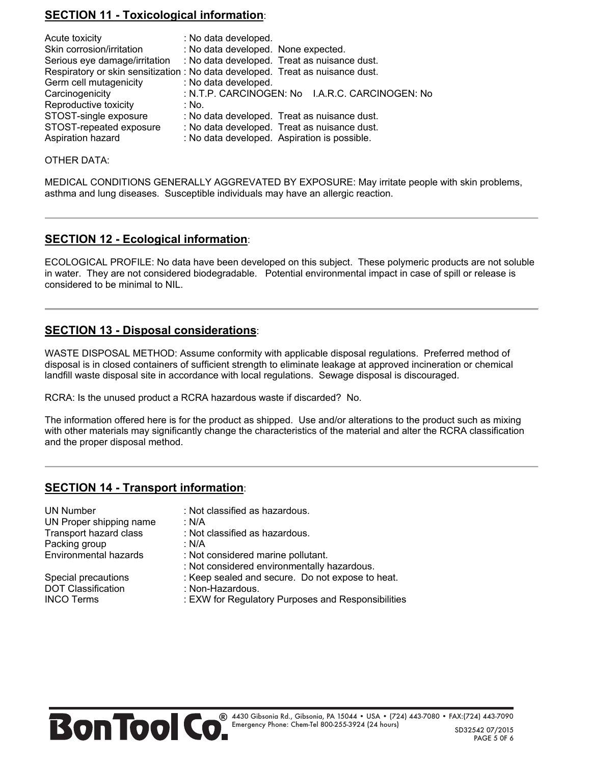## SECTION 11 - Toxicological information:

| | |
|---|---|
| Acute toxicity | : No data developed. |
| Skin corrosion/irritation | : No data developed. None expected. |
| Serious eye damage/irritation | : No data developed. Treat as nuisance dust. |
| Respiratory or skin sensitization | : No data developed. Treat as nuisance dust. |
| Germ cell mutagenicity | : No data developed. |
| Carcinogenicity | : N.T.P. CARCINOGEN: No I.A.R.C. CARCINOGEN: No |
| Reproductive toxicity | : No. |
| STOST-single exposure | : No data developed. Treat as nuisance dust. |
| STOST-repeated exposure | : No data developed. Treat as nuisance dust. |
| Aspiration hazard | : No data developed. Aspiration is possible. |

OTHER DATA:

MEDICAL CONDITIONS GENERALLY AGGREVATED BY EXPOSURE: May irritate people with skin problems, asthma and lung diseases. Susceptible individuals may have an allergic reaction.

---

## SECTION 12 - Ecological information:

ECOLOGICAL PROFILE: No data have been developed on this subject. These polymeric products are not soluble in water. They are not considered biodegradable. Potential environmental impact in case of spill or release is considered to be minimal to NIL.

---

## SECTION 13 - Disposal considerations:

WASTE DISPOSAL METHOD: Assume conformity with applicable disposal regulations. Preferred method of disposal is in closed containers of sufficient strength to eliminate leakage at approved incineration or chemical landfill waste disposal site in accordance with local regulations. Sewage disposal is discouraged.

RCRA: Is the unused product a RCRA hazardous waste if discarded? No.

The information offered here is for the product as shipped. Use and/or alterations to the product such as mixing with other materials may significantly change the characteristics of the material and alter the RCRA classification and the proper disposal method.

---

## SECTION 14 - Transport information:

| | |
|---|---|
| UN Number | : Not classified as hazardous. |
| UN Proper shipping name | : N/A |
| Transport hazard class | : Not classified as hazardous. |
| Packing group | : N/A |
| Environmental hazards | : Not considered marine pollutant. |
| | : Not considered environmentally hazardous. |
| Special precautions | : Keep sealed and secure. Do not expose to heat. |
| DOT Classification | : Non-Hazardous. |
| INCO Terms | : EXW for Regulatory Purposes and Responsibilities |

BonTool Co.® 4430 Gibsonia Rd., Gibsonia, PA 15044 • USA • (724) 443-7080 • FAX:(724) 443-7090
Emergency Phone: Chem-Tel 800-255-3924 (24 hours)

SD32542 07/2015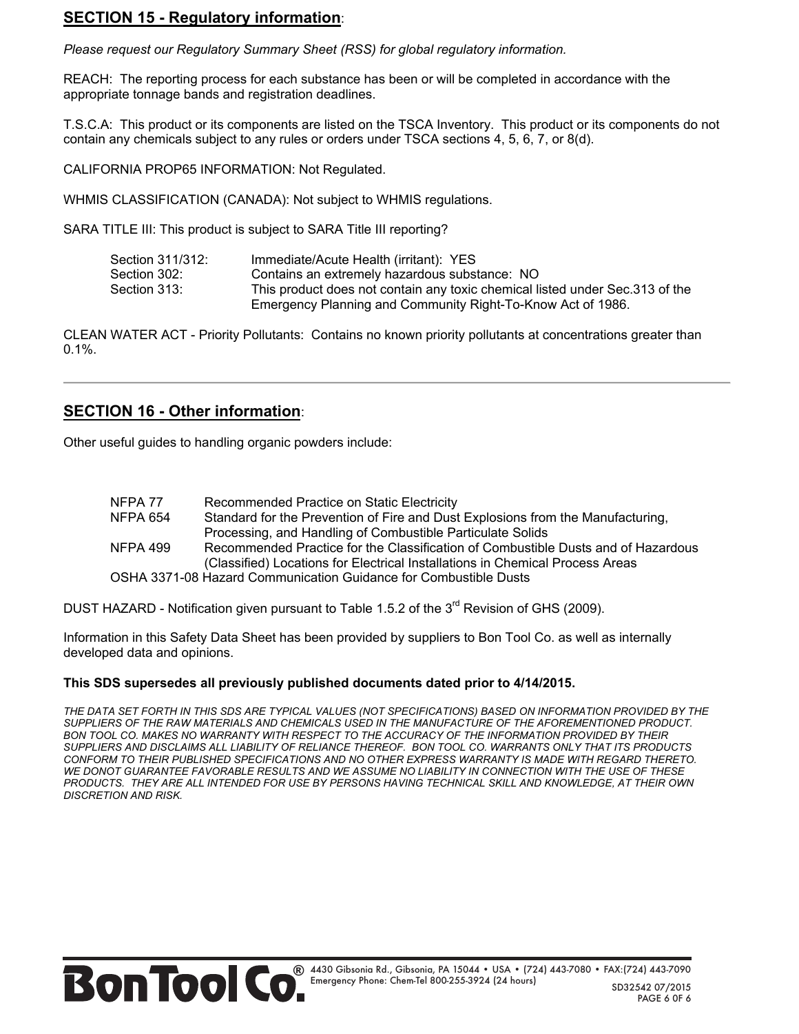## SECTION 15 - Regulatory information:

*Please request our Regulatory Summary Sheet (RSS) for global regulatory information.*

REACH: The reporting process for each substance has been or will be completed in accordance with the appropriate tonnage bands and registration deadlines.

T.S.C.A: This product or its components are listed on the TSCA Inventory. This product or its components do not contain any chemicals subject to any rules or orders under TSCA sections 4, 5, 6, 7, or 8(d).

CALIFORNIA PROP65 INFORMATION: Not Regulated.

WHMIS CLASSIFICATION (CANADA): Not subject to WHMIS regulations.

SARA TITLE III: This product is subject to SARA Title III reporting?

| | |
|---|---|
| Section 311/312: | Immediate/Acute Health (irritant): YES |
| Section 302: | Contains an extremely hazardous substance: NO |
| Section 313: | This product does not contain any toxic chemical listed under Sec.313 of the Emergency Planning and Community Right-To-Know Act of 1986. |

CLEAN WATER ACT - Priority Pollutants: Contains no known priority pollutants at concentrations greater than 0.1%.

---

## SECTION 16 - Other information:

Other useful guides to handling organic powders include:

| | |
|---|---|
| NFPA 77 | Recommended Practice on Static Electricity |
| NFPA 654 | Standard for the Prevention of Fire and Dust Explosions from the Manufacturing, Processing, and Handling of Combustible Particulate Solids |
| NFPA 499 | Recommended Practice for the Classification of Combustible Dusts and of Hazardous (Classified) Locations for Electrical Installations in Chemical Process Areas |

OSHA 3371-08 Hazard Communication Guidance for Combustible Dusts

DUST HAZARD - Notification given pursuant to Table 1.5.2 of the 3rd Revision of GHS (2009).

Information in this Safety Data Sheet has been provided by suppliers to Bon Tool Co. as well as internally developed data and opinions.

**This SDS supersedes all previously published documents dated prior to 4/14/2015.**

*THE DATA SET FORTH IN THIS SDS ARE TYPICAL VALUES (NOT SPECIFICATIONS) BASED ON INFORMATION PROVIDED BY THE SUPPLIERS OF THE RAW MATERIALS AND CHEMICALS USED IN THE MANUFACTURE OF THE AFOREMENTIONED PRODUCT. BON TOOL CO. MAKES NO WARRANTY WITH RESPECT TO THE ACCURACY OF THE INFORMATION PROVIDED BY THEIR SUPPLIERS AND DISCLAIMS ALL LIABILITY OF RELIANCE THEREOF. BON TOOL CO. WARRANTS ONLY THAT ITS PRODUCTS CONFORM TO THEIR PUBLISHED SPECIFICATIONS AND NO OTHER EXPRESS WARRANTY IS MADE WITH REGARD THERETO. WE DONOT GUARANTEE FAVORABLE RESULTS AND WE ASSUME NO LIABILITY IN CONNECTION WITH THE USE OF THESE PRODUCTS. THEY ARE ALL INTENDED FOR USE BY PERSONS HAVING TECHNICAL SKILL AND KNOWLEDGE, AT THEIR OWN DISCRETION AND RISK.*

Bon Tool Co.® 4430 Gibsonia Rd., Gibsonia, PA 15044 • USA • (724) 443-7080 • FAX:(724) 443-7090
Emergency Phone: Chem-Tel 800-255-3924 (24 hours)

SD32542 07/2015